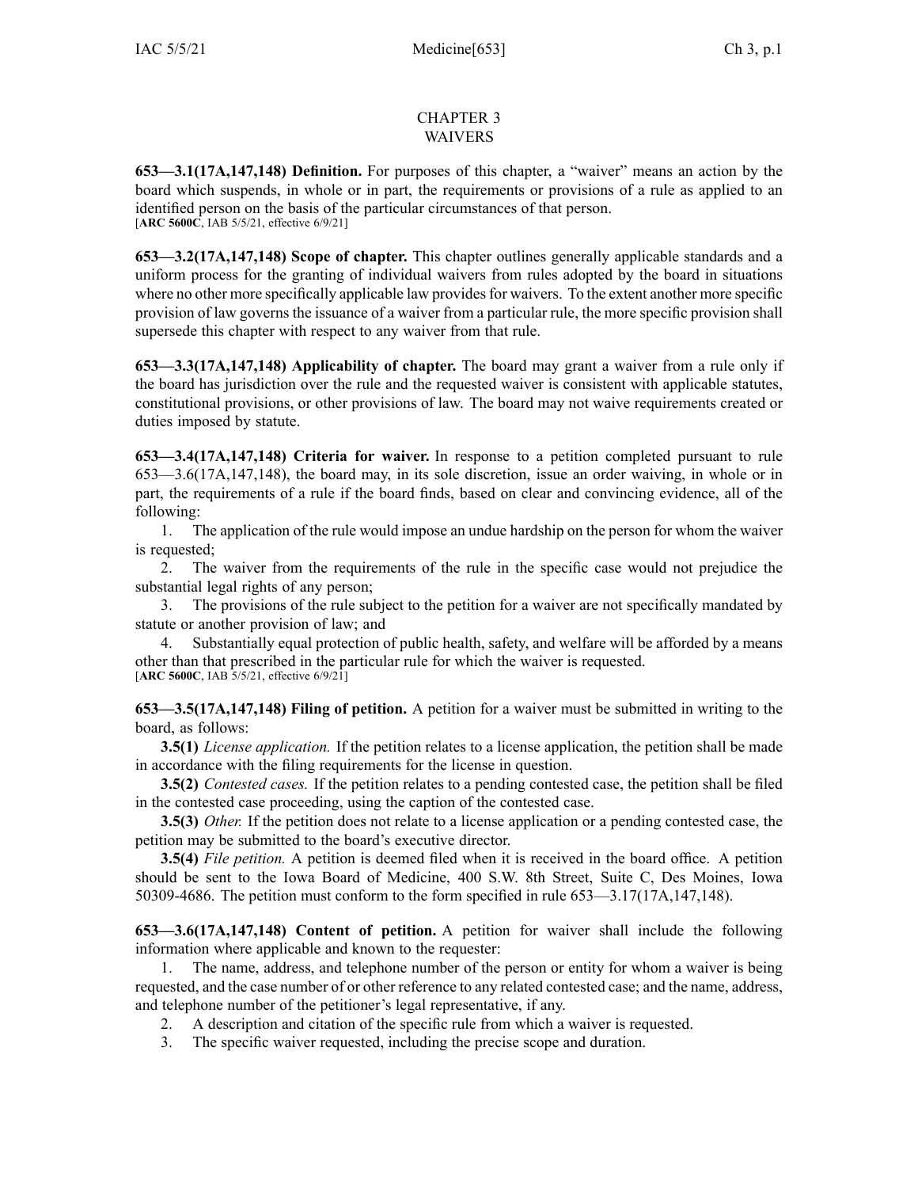# CHAPTER 3
# WAIVERS

**653—3.1(17A,147,148) Definition.** For purposes of this chapter, a "waiver" means an action by the board which suspends, in whole or in part, the requirements or provisions of a rule as applied to an identified person on the basis of the particular circumstances of that person.
[**ARC 5600C**, IAB 5/5/21, effective 6/9/21]

**653—3.2(17A,147,148) Scope of chapter.** This chapter outlines generally applicable standards and a uniform process for the granting of individual waivers from rules adopted by the board in situations where no other more specifically applicable law provides for waivers. To the extent another more specific provision of law governs the issuance of a waiver from a particular rule, the more specific provision shall supersede this chapter with respect to any waiver from that rule.

**653—3.3(17A,147,148) Applicability of chapter.** The board may grant a waiver from a rule only if the board has jurisdiction over the rule and the requested waiver is consistent with applicable statutes, constitutional provisions, or other provisions of law. The board may not waive requirements created or duties imposed by statute.

**653—3.4(17A,147,148) Criteria for waiver.** In response to a petition completed pursuant to rule 653—3.6(17A,147,148), the board may, in its sole discretion, issue an order waiving, in whole or in part, the requirements of a rule if the board finds, based on clear and convincing evidence, all of the following:

1. The application of the rule would impose an undue hardship on the person for whom the waiver is requested;
2. The waiver from the requirements of the rule in the specific case would not prejudice the substantial legal rights of any person;
3. The provisions of the rule subject to the petition for a waiver are not specifically mandated by statute or another provision of law; and
4. Substantially equal protection of public health, safety, and welfare will be afforded by a means other than that prescribed in the particular rule for which the waiver is requested.

[**ARC 5600C**, IAB 5/5/21, effective 6/9/21]

**653—3.5(17A,147,148) Filing of petition.** A petition for a waiver must be submitted in writing to the board, as follows:

**3.5(1)** *License application.* If the petition relates to a license application, the petition shall be made in accordance with the filing requirements for the license in question.

**3.5(2)** *Contested cases.* If the petition relates to a pending contested case, the petition shall be filed in the contested case proceeding, using the caption of the contested case.

**3.5(3)** *Other.* If the petition does not relate to a license application or a pending contested case, the petition may be submitted to the board's executive director.

**3.5(4)** *File petition.* A petition is deemed filed when it is received in the board office. A petition should be sent to the Iowa Board of Medicine, 400 S.W. 8th Street, Suite C, Des Moines, Iowa 50309-4686. The petition must conform to the form specified in rule 653—3.17(17A,147,148).

**653—3.6(17A,147,148) Content of petition.** A petition for waiver shall include the following information where applicable and known to the requester:

1. The name, address, and telephone number of the person or entity for whom a waiver is being requested, and the case number of or other reference to any related contested case; and the name, address, and telephone number of the petitioner's legal representative, if any.
2. A description and citation of the specific rule from which a waiver is requested.
3. The specific waiver requested, including the precise scope and duration.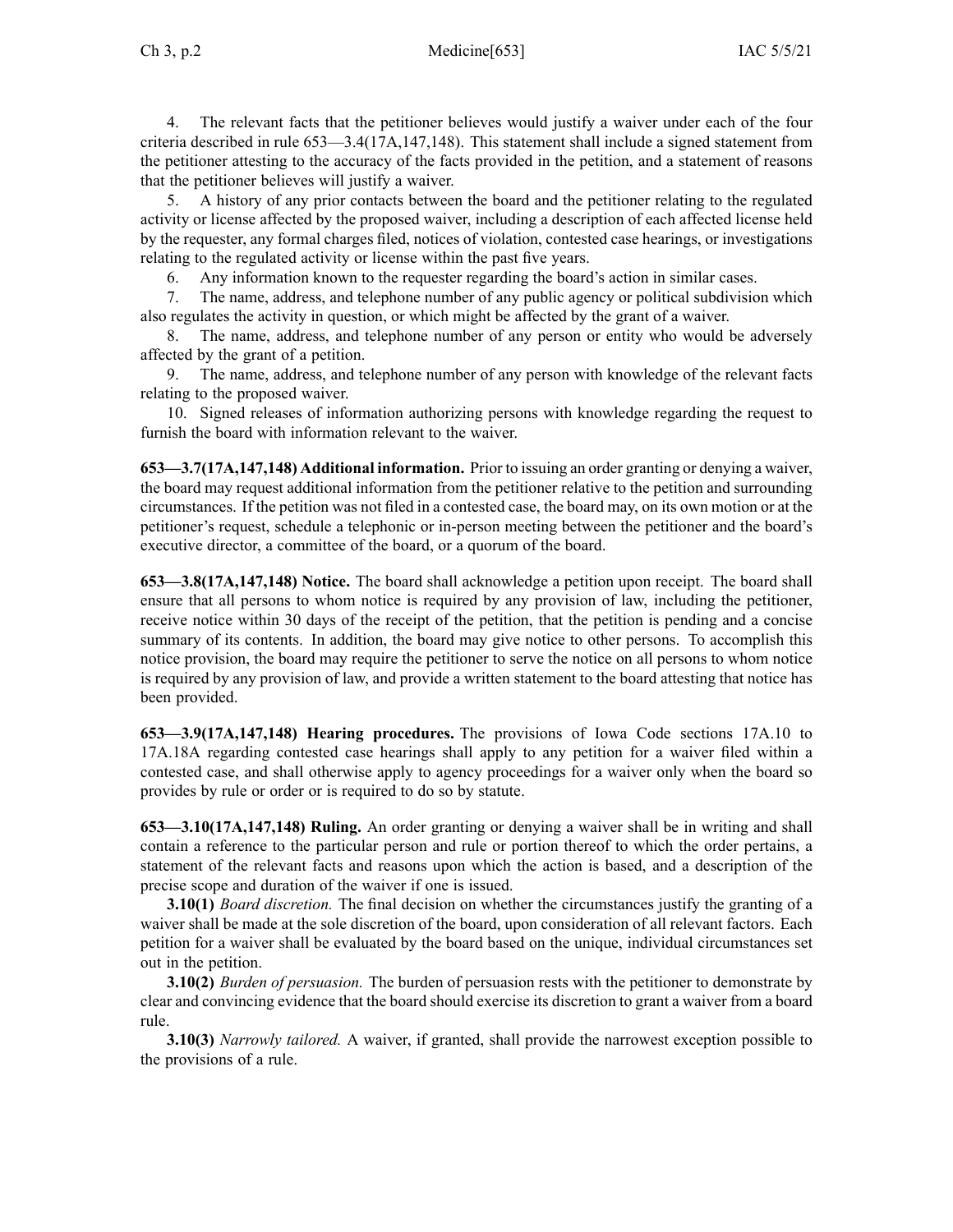4. The relevant facts that the petitioner believes would justify a waiver under each of the four criteria described in rule 653—3.4(17A,147,148). This statement shall include a signed statement from the petitioner attesting to the accuracy of the facts provided in the petition, and a statement of reasons that the petitioner believes will justify a waiver.

5. A history of any prior contacts between the board and the petitioner relating to the regulated activity or license affected by the proposed waiver, including a description of each affected license held by the requester, any formal charges filed, notices of violation, contested case hearings, or investigations relating to the regulated activity or license within the past five years.

6. Any information known to the requester regarding the board's action in similar cases.

7. The name, address, and telephone number of any public agency or political subdivision which also regulates the activity in question, or which might be affected by the grant of a waiver.

8. The name, address, and telephone number of any person or entity who would be adversely affected by the grant of a petition.

9. The name, address, and telephone number of any person with knowledge of the relevant facts relating to the proposed waiver.

10. Signed releases of information authorizing persons with knowledge regarding the request to furnish the board with information relevant to the waiver.

**653—3.7(17A,147,148) Additional information.** Prior to issuing an order granting or denying a waiver, the board may request additional information from the petitioner relative to the petition and surrounding circumstances. If the petition was not filed in a contested case, the board may, on its own motion or at the petitioner's request, schedule a telephonic or in-person meeting between the petitioner and the board's executive director, a committee of the board, or a quorum of the board.

**653—3.8(17A,147,148) Notice.** The board shall acknowledge a petition upon receipt. The board shall ensure that all persons to whom notice is required by any provision of law, including the petitioner, receive notice within 30 days of the receipt of the petition, that the petition is pending and a concise summary of its contents. In addition, the board may give notice to other persons. To accomplish this notice provision, the board may require the petitioner to serve the notice on all persons to whom notice is required by any provision of law, and provide a written statement to the board attesting that notice has been provided.

**653—3.9(17A,147,148) Hearing procedures.** The provisions of Iowa Code sections 17A.10 to 17A.18A regarding contested case hearings shall apply to any petition for a waiver filed within a contested case, and shall otherwise apply to agency proceedings for a waiver only when the board so provides by rule or order or is required to do so by statute.

**653—3.10(17A,147,148) Ruling.** An order granting or denying a waiver shall be in writing and shall contain a reference to the particular person and rule or portion thereof to which the order pertains, a statement of the relevant facts and reasons upon which the action is based, and a description of the precise scope and duration of the waiver if one is issued.

**3.10(1)** *Board discretion.* The final decision on whether the circumstances justify the granting of a waiver shall be made at the sole discretion of the board, upon consideration of all relevant factors. Each petition for a waiver shall be evaluated by the board based on the unique, individual circumstances set out in the petition.

**3.10(2)** *Burden of persuasion.* The burden of persuasion rests with the petitioner to demonstrate by clear and convincing evidence that the board should exercise its discretion to grant a waiver from a board rule.

**3.10(3)** *Narrowly tailored.* A waiver, if granted, shall provide the narrowest exception possible to the provisions of a rule.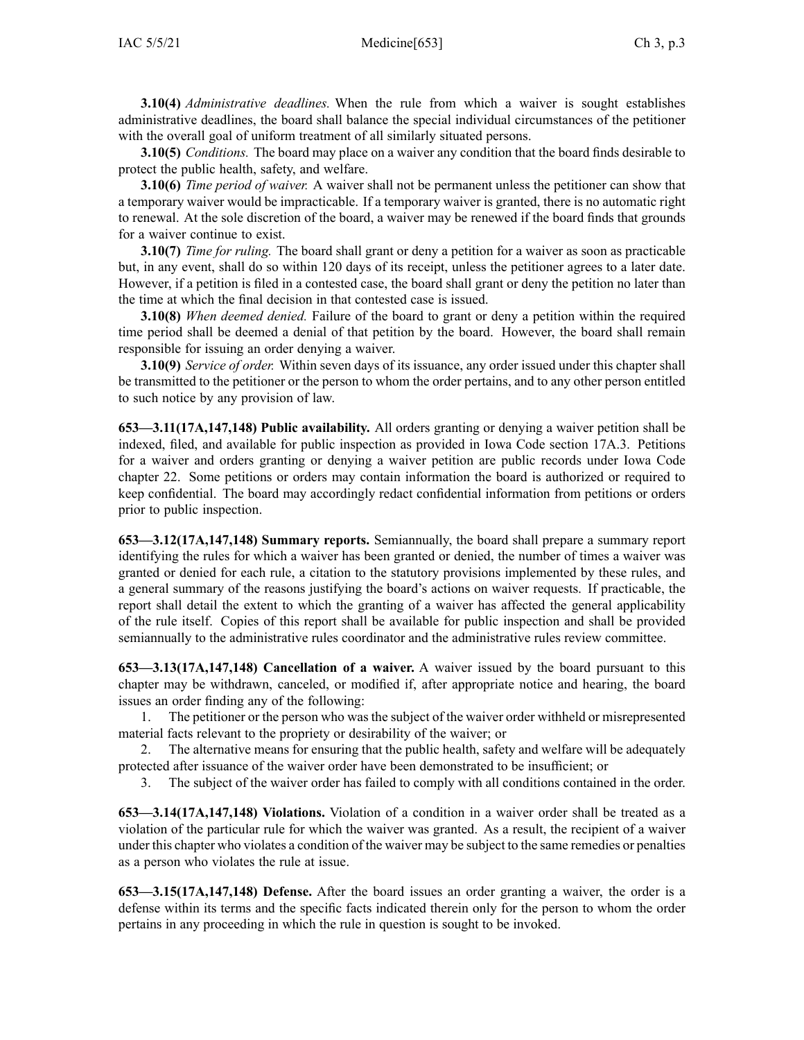**3.10(4)** *Administrative deadlines.* When the rule from which a waiver is sought establishes administrative deadlines, the board shall balance the special individual circumstances of the petitioner with the overall goal of uniform treatment of all similarly situated persons.

**3.10(5)** *Conditions.* The board may place on a waiver any condition that the board finds desirable to protect the public health, safety, and welfare.

**3.10(6)** *Time period of waiver.* A waiver shall not be permanent unless the petitioner can show that a temporary waiver would be impracticable. If a temporary waiver is granted, there is no automatic right to renewal. At the sole discretion of the board, a waiver may be renewed if the board finds that grounds for a waiver continue to exist.

**3.10(7)** *Time for ruling.* The board shall grant or deny a petition for a waiver as soon as practicable but, in any event, shall do so within 120 days of its receipt, unless the petitioner agrees to a later date. However, if a petition is filed in a contested case, the board shall grant or deny the petition no later than the time at which the final decision in that contested case is issued.

**3.10(8)** *When deemed denied.* Failure of the board to grant or deny a petition within the required time period shall be deemed a denial of that petition by the board. However, the board shall remain responsible for issuing an order denying a waiver.

**3.10(9)** *Service of order.* Within seven days of its issuance, any order issued under this chapter shall be transmitted to the petitioner or the person to whom the order pertains, and to any other person entitled to such notice by any provision of law.

**653—3.11(17A,147,148) Public availability.** All orders granting or denying a waiver petition shall be indexed, filed, and available for public inspection as provided in Iowa Code section 17A.3. Petitions for a waiver and orders granting or denying a waiver petition are public records under Iowa Code chapter 22. Some petitions or orders may contain information the board is authorized or required to keep confidential. The board may accordingly redact confidential information from petitions or orders prior to public inspection.

**653—3.12(17A,147,148) Summary reports.** Semiannually, the board shall prepare a summary report identifying the rules for which a waiver has been granted or denied, the number of times a waiver was granted or denied for each rule, a citation to the statutory provisions implemented by these rules, and a general summary of the reasons justifying the board's actions on waiver requests. If practicable, the report shall detail the extent to which the granting of a waiver has affected the general applicability of the rule itself. Copies of this report shall be available for public inspection and shall be provided semiannually to the administrative rules coordinator and the administrative rules review committee.

**653—3.13(17A,147,148) Cancellation of a waiver.** A waiver issued by the board pursuant to this chapter may be withdrawn, canceled, or modified if, after appropriate notice and hearing, the board issues an order finding any of the following:

1. The petitioner or the person who was the subject of the waiver order withheld or misrepresented material facts relevant to the propriety or desirability of the waiver; or
2. The alternative means for ensuring that the public health, safety and welfare will be adequately protected after issuance of the waiver order have been demonstrated to be insufficient; or
3. The subject of the waiver order has failed to comply with all conditions contained in the order.

**653—3.14(17A,147,148) Violations.** Violation of a condition in a waiver order shall be treated as a violation of the particular rule for which the waiver was granted. As a result, the recipient of a waiver under this chapter who violates a condition of the waiver may be subject to the same remedies or penalties as a person who violates the rule at issue.

**653—3.15(17A,147,148) Defense.** After the board issues an order granting a waiver, the order is a defense within its terms and the specific facts indicated therein only for the person to whom the order pertains in any proceeding in which the rule in question is sought to be invoked.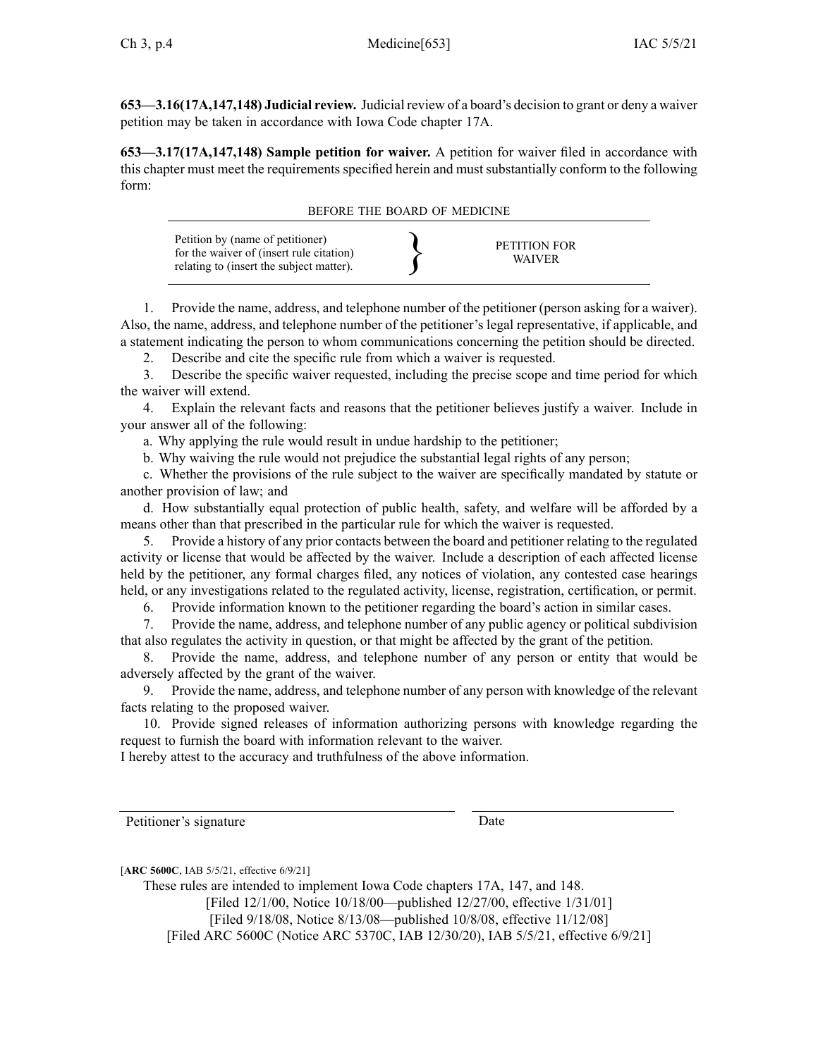**653—3.16(17A,147,148) Judicial review.** Judicial review of a board's decision to grant or deny a waiver petition may be taken in accordance with Iowa Code chapter 17A.

**653—3.17(17A,147,148) Sample petition for waiver.** A petition for waiver filed in accordance with this chapter must meet the requirements specified herein and must substantially conform to the following form:

BEFORE THE BOARD OF MEDICINE

| | | |
|---|---|---|
| Petition by (name of petitioner) for the waiver of (insert rule citation) relating to (insert the subject matter). | } | PETITION FOR WAIVER |

1. Provide the name, address, and telephone number of the petitioner (person asking for a waiver). Also, the name, address, and telephone number of the petitioner's legal representative, if applicable, and a statement indicating the person to whom communications concerning the petition should be directed.
2. Describe and cite the specific rule from which a waiver is requested.
3. Describe the specific waiver requested, including the precise scope and time period for which the waiver will extend.
4. Explain the relevant facts and reasons that the petitioner believes justify a waiver. Include in your answer all of the following:

   a. Why applying the rule would result in undue hardship to the petitioner;

   b. Why waiving the rule would not prejudice the substantial legal rights of any person;

   c. Whether the provisions of the rule subject to the waiver are specifically mandated by statute or another provision of law; and

   d. How substantially equal protection of public health, safety, and welfare will be afforded by a means other than that prescribed in the particular rule for which the waiver is requested.
5. Provide a history of any prior contacts between the board and petitioner relating to the regulated activity or license that would be affected by the waiver. Include a description of each affected license held by the petitioner, any formal charges filed, any notices of violation, any contested case hearings held, or any investigations related to the regulated activity, license, registration, certification, or permit.
6. Provide information known to the petitioner regarding the board's action in similar cases.
7. Provide the name, address, and telephone number of any public agency or political subdivision that also regulates the activity in question, or that might be affected by the grant of the petition.
8. Provide the name, address, and telephone number of any person or entity that would be adversely affected by the grant of the waiver.
9. Provide the name, address, and telephone number of any person with knowledge of the relevant facts relating to the proposed waiver.
10. Provide signed releases of information authorizing persons with knowledge regarding the request to furnish the board with information relevant to the waiver.

I hereby attest to the accuracy and truthfulness of the above information.

\_\_\_\_\_\_\_\_\_\_\_\_\_\_\_\_\_\_\_\_\_\_\_\_\_\_\_\_ \_\_\_\_\_\_\_\_\_\_\_\_\_\_\_\_\_\_

Petitioner's signature Date

[**ARC 5600C**, IAB 5/5/21, effective 6/9/21]

These rules are intended to implement Iowa Code chapters 17A, 147, and 148.

[Filed 12/1/00, Notice 10/18/00—published 12/27/00, effective 1/31/01]

[Filed 9/18/08, Notice 8/13/08—published 10/8/08, effective 11/12/08]

[Filed ARC 5600C (Notice ARC 5370C, IAB 12/30/20), IAB 5/5/21, effective 6/9/21]